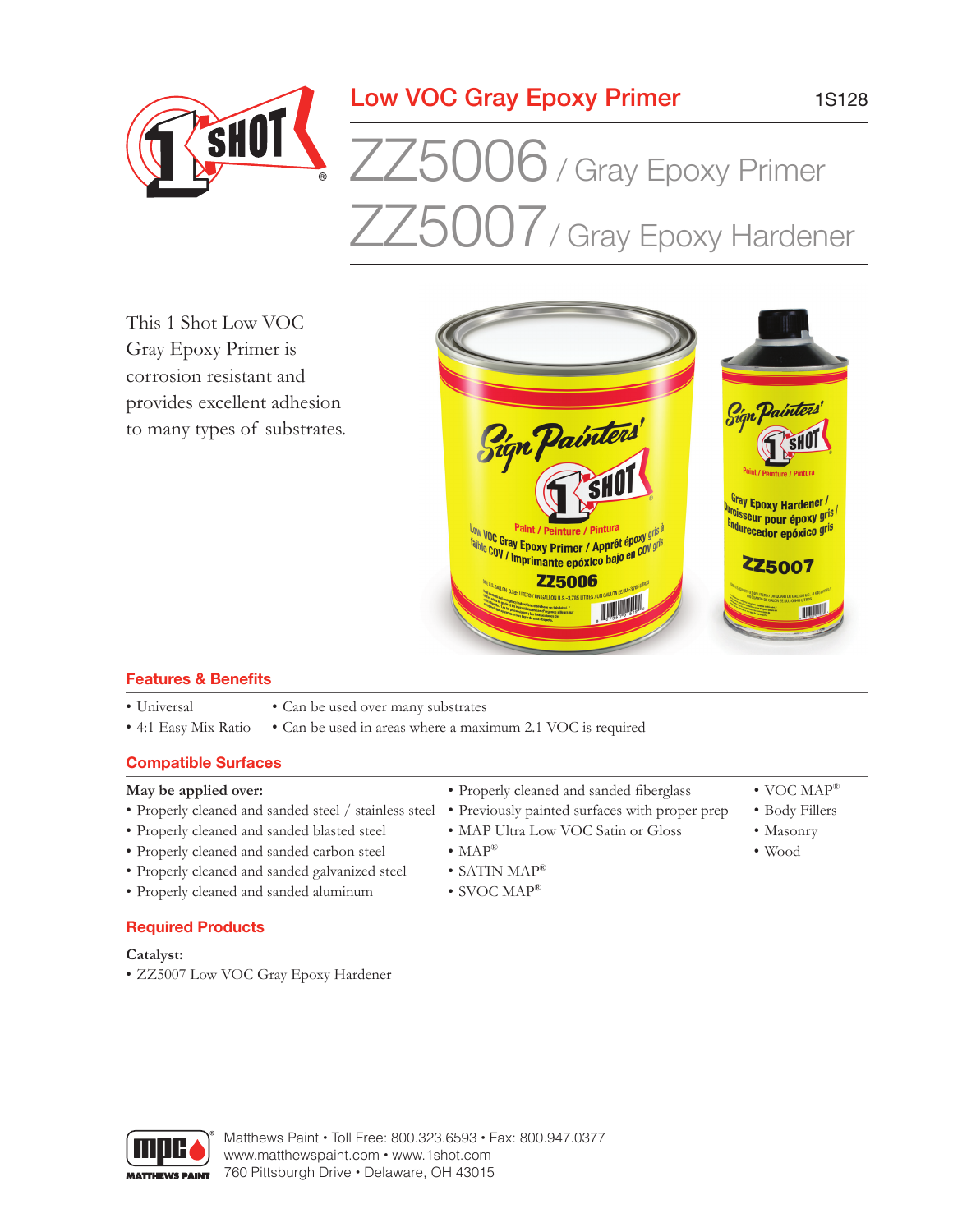# Low VOC Gray Epoxy Primer

1S128

# ZZ5006 / Gray Epoxy Primer
# ZZ5007 / Gray Epoxy Hardener

This 1 Shot Low VOC Gray Epoxy Primer is corrosion resistant and provides excellent adhesion to many types of substrates.

## Features & Benefits

- Universal
- 4:1 Easy Mix Ratio
- Can be used over many substrates
- Can be used in areas where a maximum 2.1 VOC is required

## Compatible Surfaces

**May be applied over:**

- Properly cleaned and sanded steel / stainless steel
- Properly cleaned and sanded blasted steel
- Properly cleaned and sanded carbon steel
- Properly cleaned and sanded galvanized steel
- Properly cleaned and sanded aluminum
- Properly cleaned and sanded fiberglass
- Previously painted surfaces with proper prep
- MAP Ultra Low VOC Satin or Gloss
- MAP®
- SATIN MAP®
- SVOC MAP®
- VOC MAP®
- Body Fillers
- Masonry
- Wood

## Required Products

**Catalyst:**

- ZZ5007 Low VOC Gray Epoxy Hardener

Matthews Paint • Toll Free: 800.323.6593 • Fax: 800.947.0377
www.matthewspaint.com • www.1shot.com
760 Pittsburgh Drive • Delaware, OH 43015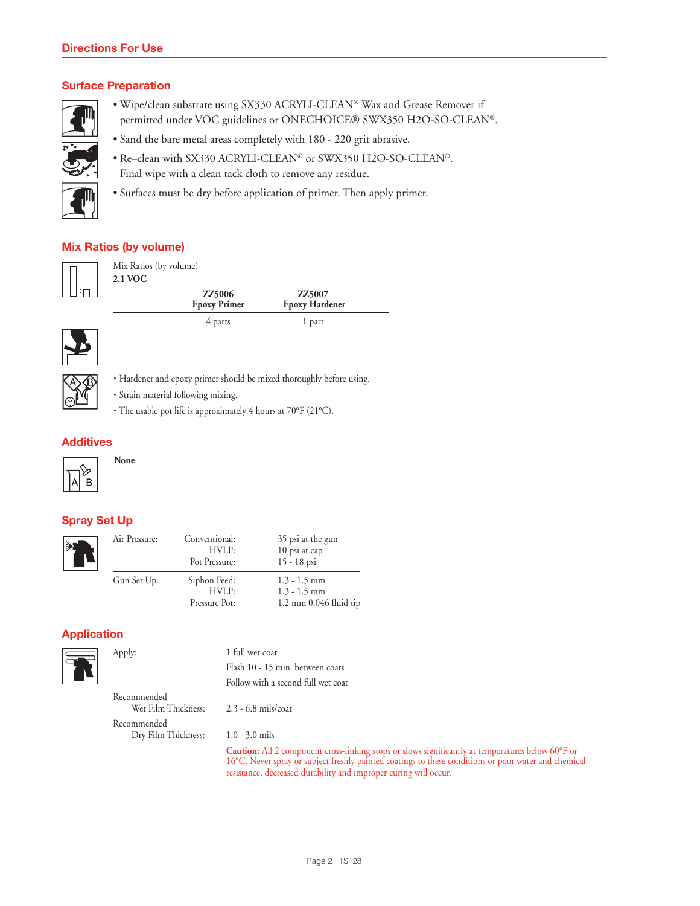## Directions For Use

### Surface Preparation

- Wipe/clean substrate using SX330 ACRYLI-CLEAN® Wax and Grease Remover if permitted under VOC guidelines or ONECHOICE® SWX350 H2O-SO-CLEAN®.
- Sand the bare metal areas completely with 180 - 220 grit abrasive.
- Re–clean with SX330 ACRYLI-CLEAN® or SWX350 H2O-SO-CLEAN®. Final wipe with a clean tack cloth to remove any residue.
- Surfaces must be dry before application of primer. Then apply primer.

### Mix Ratios (by volume)

Mix Ratios (by volume)
**2.1 VOC**

| ZZ5006 Epoxy Primer | ZZ5007 Epoxy Hardener |
|---|---|
| 4 parts | 1 part |

- Hardener and epoxy primer should be mixed thoroughly before using.
- Strain material following mixing.
- The usable pot life is approximately 4 hours at 70°F (21°C).

### Additives

**None**

### Spray Set Up

| | | |
|---|---|---|
| Air Pressure: | Conventional: | 35 psi at the gun |
| | HVLP: | 10 psi at cap |
| | Pot Pressure: | 15 - 18 psi |
| Gun Set Up: | Siphon Feed: | 1.3 - 1.5 mm |
| | HVLP: | 1.3 - 1.5 mm |
| | Pressure Pot: | 1.2 mm 0.046 fluid tip |

### Application

| | |
|---|---|
| Apply: | 1 full wet coat |
| | Flash 10 - 15 min. between coats |
| | Follow with a second full wet coat |
| Recommended Wet Film Thickness: | 2.3 - 6.8 mils/coat |
| Recommended Dry Film Thickness: | 1.0 - 3.0 mils |

**Caution:** All 2 component cross-linking stops or slows significantly at temperatures below 60°F or 16°C. Never spray or subject freshly painted coatings to these conditions or poor water and chemical resistance, decreased durability and improper curing will occur.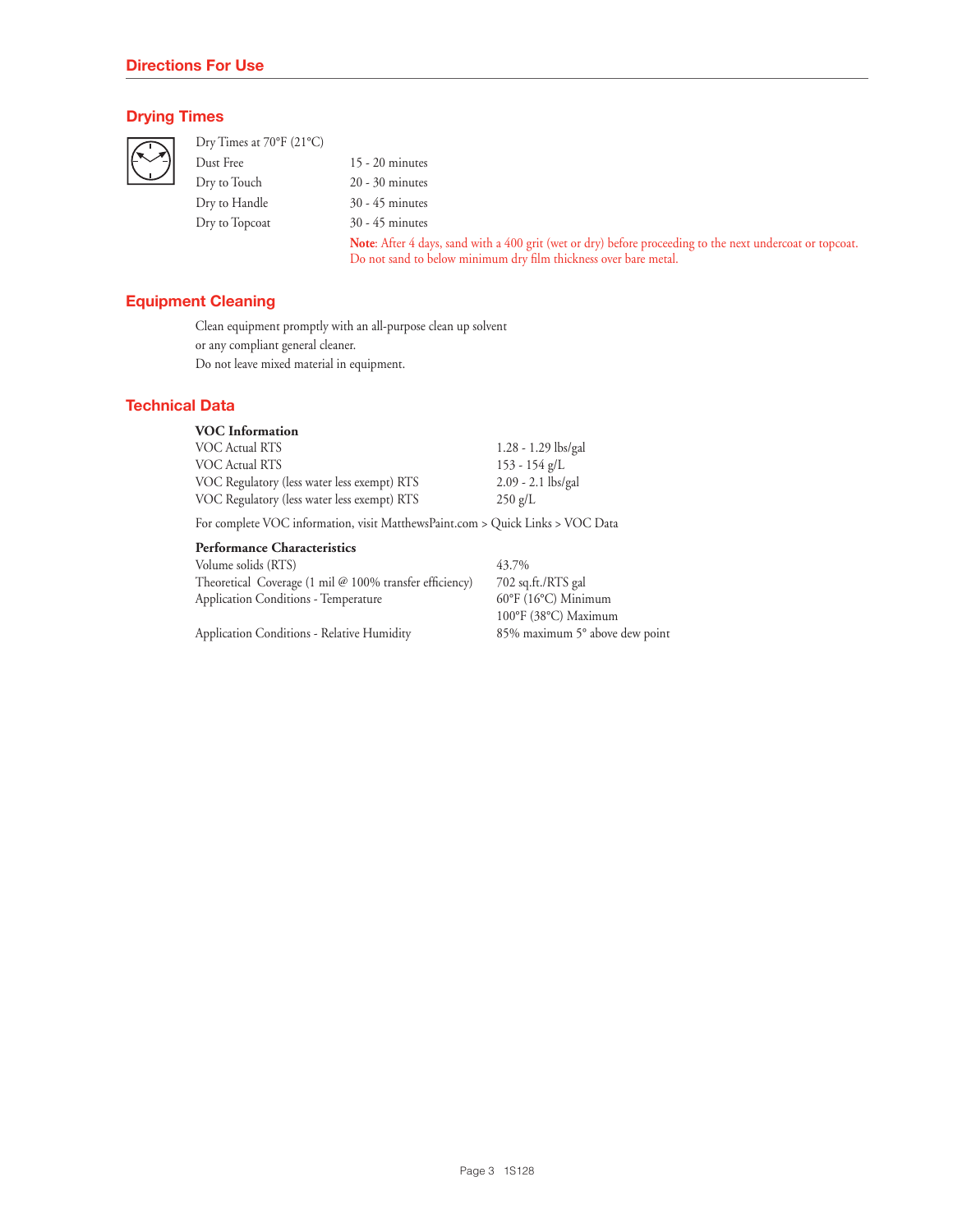## Directions For Use

### Drying Times

| Dry Times at 70°F (21°C) | |
|---|---|
| Dust Free | 15 - 20 minutes |
| Dry to Touch | 20 - 30 minutes |
| Dry to Handle | 30 - 45 minutes |
| Dry to Topcoat | 30 - 45 minutes |

**Note**: After 4 days, sand with a 400 grit (wet or dry) before proceeding to the next undercoat or topcoat. Do not sand to below minimum dry film thickness over bare metal.

### Equipment Cleaning

Clean equipment promptly with an all-purpose clean up solvent or any compliant general cleaner.
Do not leave mixed material in equipment.

### Technical Data

**VOC Information**

| | |
|---|---|
| VOC Actual RTS | 1.28 - 1.29 lbs/gal |
| VOC Actual RTS | 153 - 154 g/L |
| VOC Regulatory (less water less exempt) RTS | 2.09 - 2.1 lbs/gal |
| VOC Regulatory (less water less exempt) RTS | 250 g/L |

For complete VOC information, visit MatthewsPaint.com > Quick Links > VOC Data

**Performance Characteristics**

| | |
|---|---|
| Volume solids (RTS) | 43.7% |
| Theoretical Coverage (1 mil @ 100% transfer efficiency) | 702 sq.ft./RTS gal |
| Application Conditions - Temperature | 60°F (16°C) Minimum<br>100°F (38°C) Maximum |
| Application Conditions - Relative Humidity | 85% maximum 5° above dew point |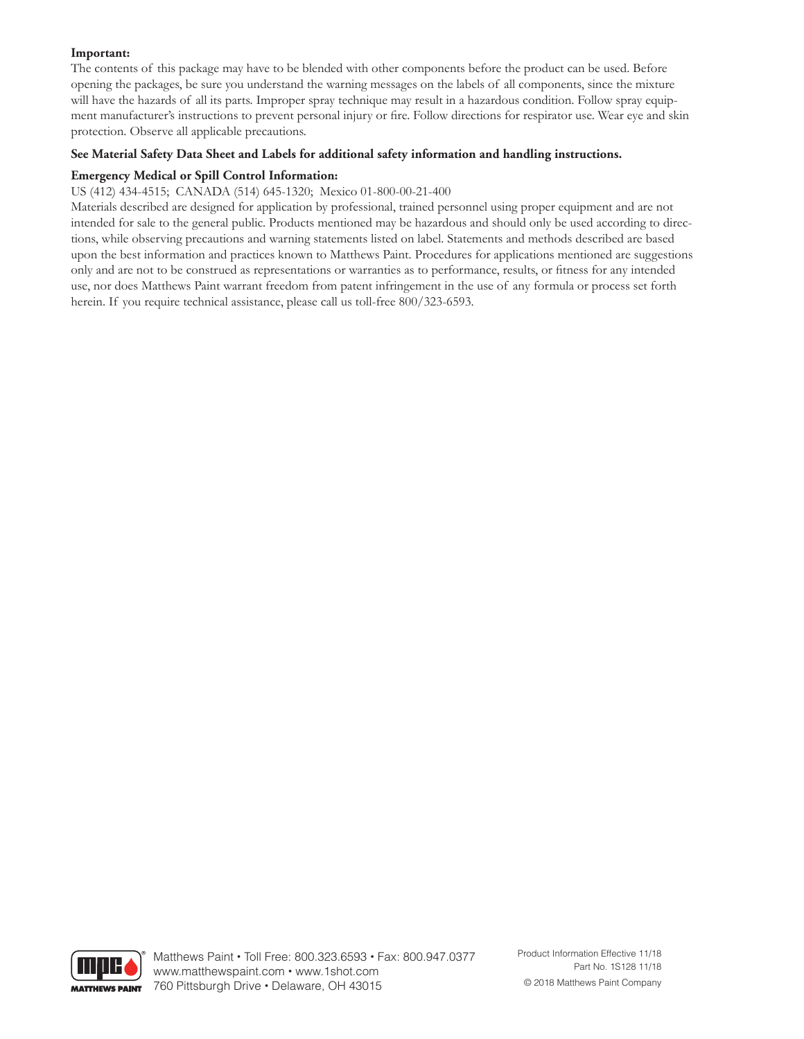**Important:**

The contents of this package may have to be blended with other components before the product can be used. Before opening the packages, be sure you understand the warning messages on the labels of all components, since the mixture will have the hazards of all its parts. Improper spray technique may result in a hazardous condition. Follow spray equipment manufacturer's instructions to prevent personal injury or fire. Follow directions for respirator use. Wear eye and skin protection. Observe all applicable precautions.

**See Material Safety Data Sheet and Labels for additional safety information and handling instructions.**

**Emergency Medical or Spill Control Information:**

US (412) 434-4515; CANADA (514) 645-1320; Mexico 01-800-00-21-400

Materials described are designed for application by professional, trained personnel using proper equipment and are not intended for sale to the general public. Products mentioned may be hazardous and should only be used according to directions, while observing precautions and warning statements listed on label. Statements and methods described are based upon the best information and practices known to Matthews Paint. Procedures for applications mentioned are suggestions only and are not to be construed as representations or warranties as to performance, results, or fitness for any intended use, nor does Matthews Paint warrant freedom from patent infringement in the use of any formula or process set forth herein. If you require technical assistance, please call us toll-free 800/323-6593.

MATTHEWS PAINT

Matthews Paint • Toll Free: 800.323.6593 • Fax: 800.947.0377
www.matthewspaint.com • www.1shot.com
760 Pittsburgh Drive • Delaware, OH 43015

Product Information Effective 11/18
Part No. 1S128 11/18
© 2018 Matthews Paint Company